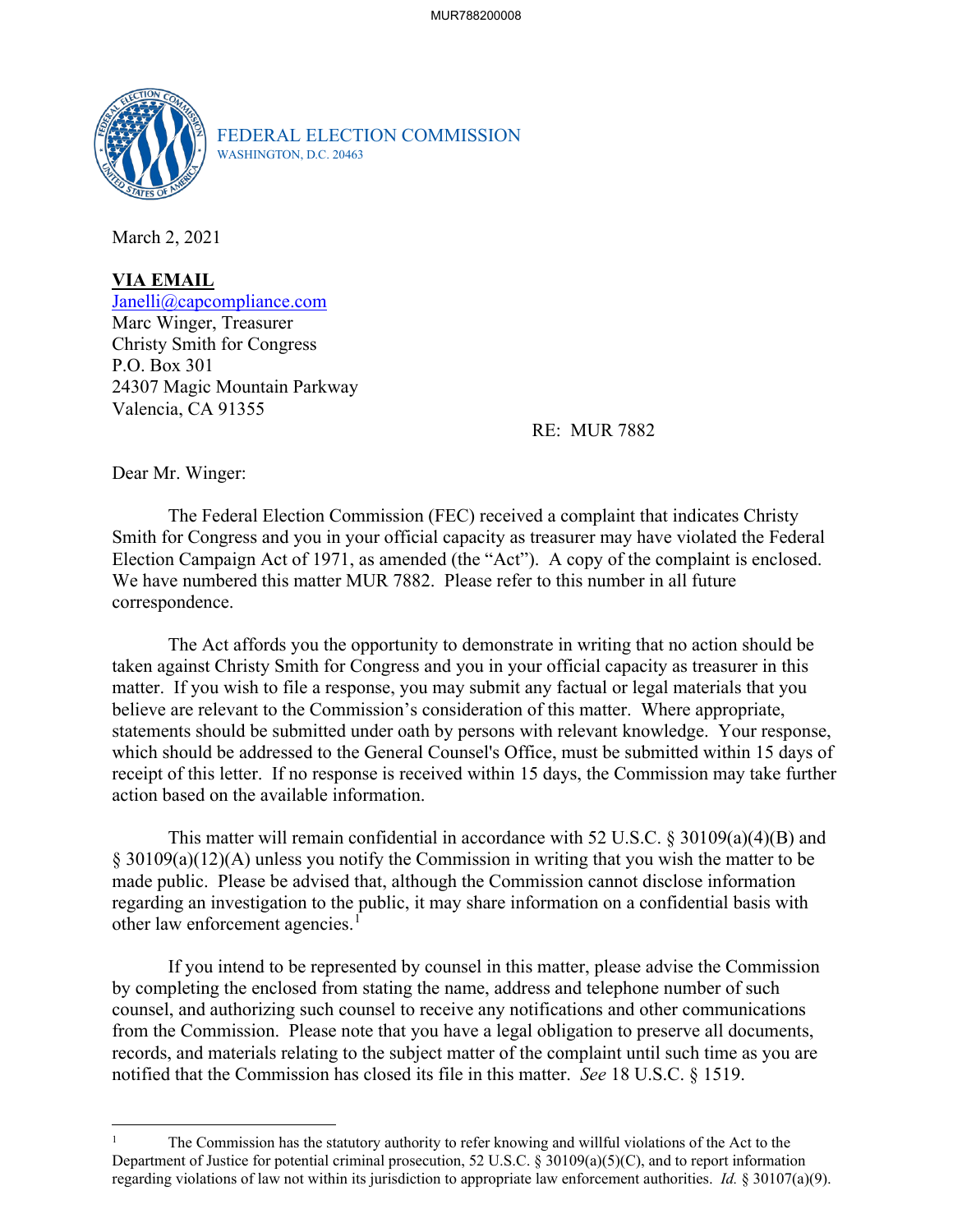FEDERAL ELECTION COMMISSION
WASHINGTON, D.C. 20463

March 2, 2021

**VIA EMAIL**
Janelli@capcompliance.com
Marc Winger, Treasurer
Christy Smith for Congress
P.O. Box 301
24307 Magic Mountain Parkway
Valencia, CA 91355

RE: MUR 7882

Dear Mr. Winger:

The Federal Election Commission (FEC) received a complaint that indicates Christy Smith for Congress and you in your official capacity as treasurer may have violated the Federal Election Campaign Act of 1971, as amended (the "Act"). A copy of the complaint is enclosed. We have numbered this matter MUR 7882. Please refer to this number in all future correspondence.

The Act affords you the opportunity to demonstrate in writing that no action should be taken against Christy Smith for Congress and you in your official capacity as treasurer in this matter. If you wish to file a response, you may submit any factual or legal materials that you believe are relevant to the Commission's consideration of this matter. Where appropriate, statements should be submitted under oath by persons with relevant knowledge. Your response, which should be addressed to the General Counsel's Office, must be submitted within 15 days of receipt of this letter. If no response is received within 15 days, the Commission may take further action based on the available information.

This matter will remain confidential in accordance with 52 U.S.C. § 30109(a)(4)(B) and § 30109(a)(12)(A) unless you notify the Commission in writing that you wish the matter to be made public. Please be advised that, although the Commission cannot disclose information regarding an investigation to the public, it may share information on a confidential basis with other law enforcement agencies.[1]

If you intend to be represented by counsel in this matter, please advise the Commission by completing the enclosed from stating the name, address and telephone number of such counsel, and authorizing such counsel to receive any notifications and other communications from the Commission. Please note that you have a legal obligation to preserve all documents, records, and materials relating to the subject matter of the complaint until such time as you are notified that the Commission has closed its file in this matter. *See* 18 U.S.C. § 1519.

---

[1] The Commission has the statutory authority to refer knowing and willful violations of the Act to the Department of Justice for potential criminal prosecution, 52 U.S.C. § 30109(a)(5)(C), and to report information regarding violations of law not within its jurisdiction to appropriate law enforcement authorities. *Id.* § 30107(a)(9).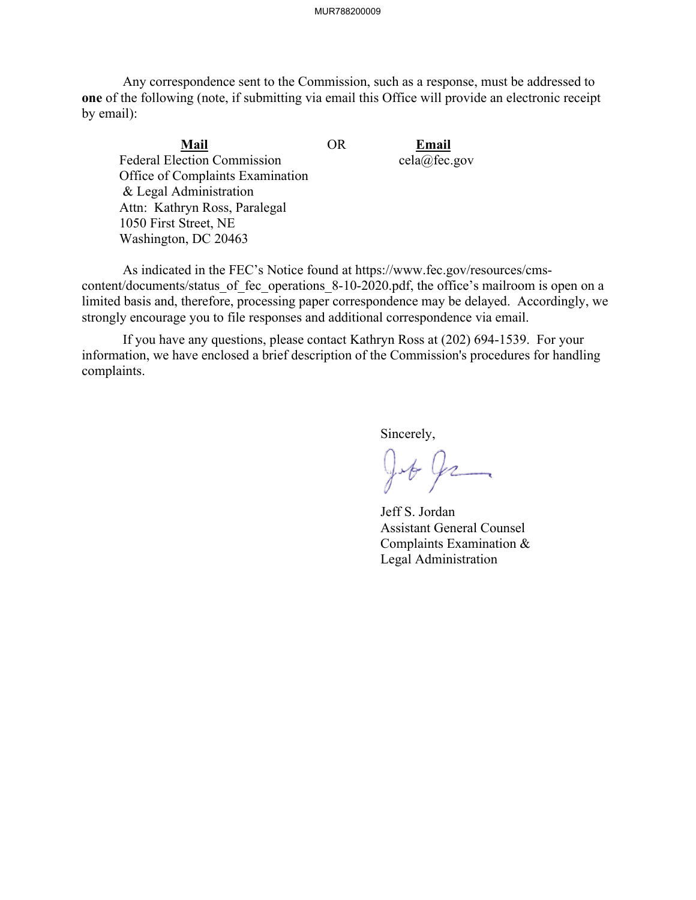Any correspondence sent to the Commission, such as a response, must be addressed to **one** of the following (note, if submitting via email this Office will provide an electronic receipt by email):

| **Mail** | OR | **Email** |
|---|---|---|
| Federal Election Commission<br>Office of Complaints Examination<br>& Legal Administration<br>Attn: Kathryn Ross, Paralegal<br>1050 First Street, NE<br>Washington, DC 20463 | | cela@fec.gov |

As indicated in the FEC's Notice found at https://www.fec.gov/resources/cms-content/documents/status_of_fec_operations_8-10-2020.pdf, the office's mailroom is open on a limited basis and, therefore, processing paper correspondence may be delayed. Accordingly, we strongly encourage you to file responses and additional correspondence via email.

If you have any questions, please contact Kathryn Ross at (202) 694-1539. For your information, we have enclosed a brief description of the Commission's procedures for handling complaints.

Sincerely,

Jeff S. Jordan
Assistant General Counsel
Complaints Examination &
Legal Administration